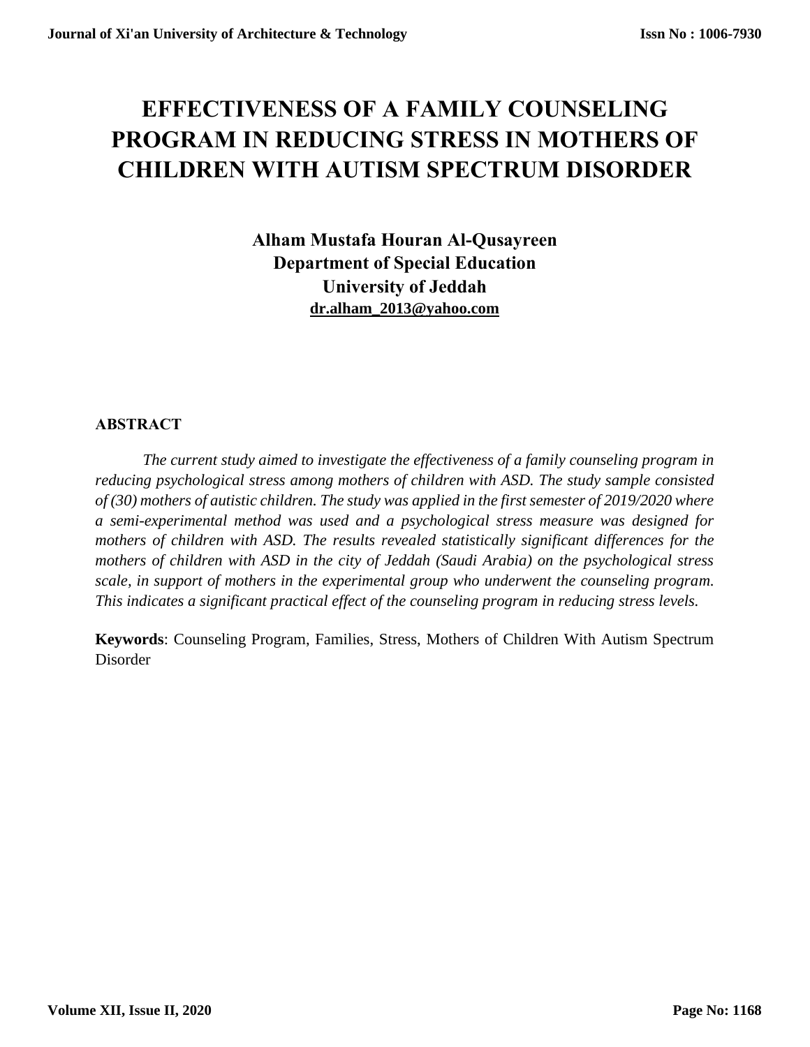# EFFECTIVENESS OF A FAMILY COUNSELING PROGRAM IN REDUCING STRESS IN MOTHERS OF CHILDREN WITH AUTISM SPECTRUM DISORDER

**Alham Mustafa Houran Al-Qusayreen**
**Department of Special Education**
**University of Jeddah**
**dr.alham_2013@yahoo.com**

## ABSTRACT

*The current study aimed to investigate the effectiveness of a family counseling program in reducing psychological stress among mothers of children with ASD. The study sample consisted of (30) mothers of autistic children. The study was applied in the first semester of 2019/2020 where a semi-experimental method was used and a psychological stress measure was designed for mothers of children with ASD. The results revealed statistically significant differences for the mothers of children with ASD in the city of Jeddah (Saudi Arabia) on the psychological stress scale, in support of mothers in the experimental group who underwent the counseling program. This indicates a significant practical effect of the counseling program in reducing stress levels.*

**Keywords**: Counseling Program, Families, Stress, Mothers of Children With Autism Spectrum Disorder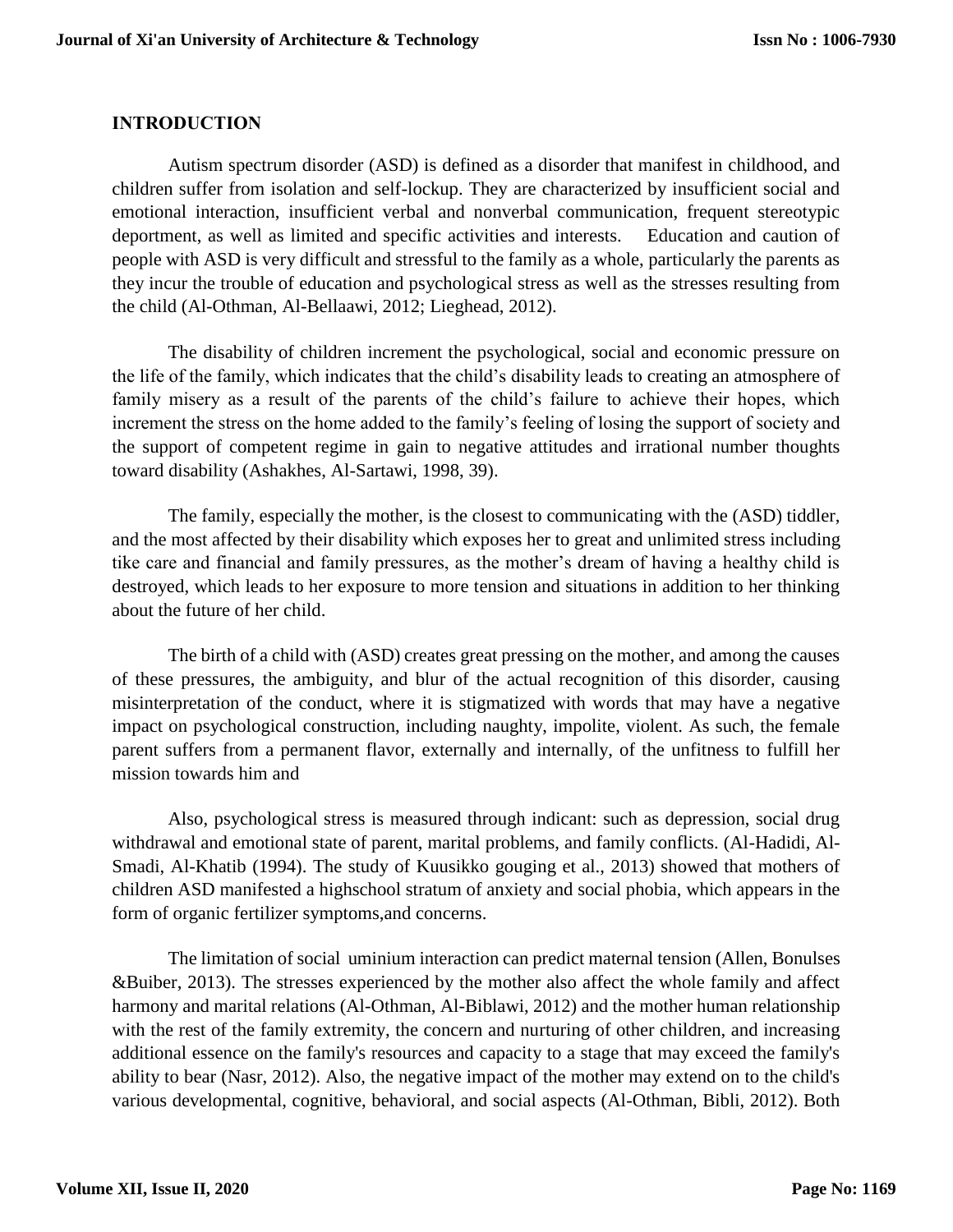## INTRODUCTION

Autism spectrum disorder (ASD) is defined as a disorder that manifest in childhood, and children suffer from isolation and self-lockup. They are characterized by insufficient social and emotional interaction, insufficient verbal and nonverbal communication, frequent stereotypic deportment, as well as limited and specific activities and interests. Education and caution of people with ASD is very difficult and stressful to the family as a whole, particularly the parents as they incur the trouble of education and psychological stress as well as the stresses resulting from the child (Al-Othman, Al-Bellaawi, 2012; Lieghead, 2012).

The disability of children increment the psychological, social and economic pressure on the life of the family, which indicates that the child's disability leads to creating an atmosphere of family misery as a result of the parents of the child's failure to achieve their hopes, which increment the stress on the home added to the family's feeling of losing the support of society and the support of competent regime in gain to negative attitudes and irrational number thoughts toward disability (Ashakhes, Al-Sartawi, 1998, 39).

The family, especially the mother, is the closest to communicating with the (ASD) tiddler, and the most affected by their disability which exposes her to great and unlimited stress including tike care and financial and family pressures, as the mother's dream of having a healthy child is destroyed, which leads to her exposure to more tension and situations in addition to her thinking about the future of her child.

The birth of a child with (ASD) creates great pressing on the mother, and among the causes of these pressures, the ambiguity, and blur of the actual recognition of this disorder, causing misinterpretation of the conduct, where it is stigmatized with words that may have a negative impact on psychological construction, including naughty, impolite, violent. As such, the female parent suffers from a permanent flavor, externally and internally, of the unfitness to fulfill her mission towards him and

Also, psychological stress is measured through indicant: such as depression, social drug withdrawal and emotional state of parent, marital problems, and family conflicts. (Al-Hadidi, Al-Smadi, Al-Khatib (1994). The study of Kuusikko gouging et al., 2013) showed that mothers of children ASD manifested a highschool stratum of anxiety and social phobia, which appears in the form of organic fertilizer symptoms,and concerns.

The limitation of social uminium interaction can predict maternal tension (Allen, Bonulses &Buiber, 2013). The stresses experienced by the mother also affect the whole family and affect harmony and marital relations (Al-Othman, Al-Biblawi, 2012) and the mother human relationship with the rest of the family extremity, the concern and nurturing of other children, and increasing additional essence on the family's resources and capacity to a stage that may exceed the family's ability to bear (Nasr, 2012). Also, the negative impact of the mother may extend on to the child's various developmental, cognitive, behavioral, and social aspects (Al-Othman, Bibli, 2012). Both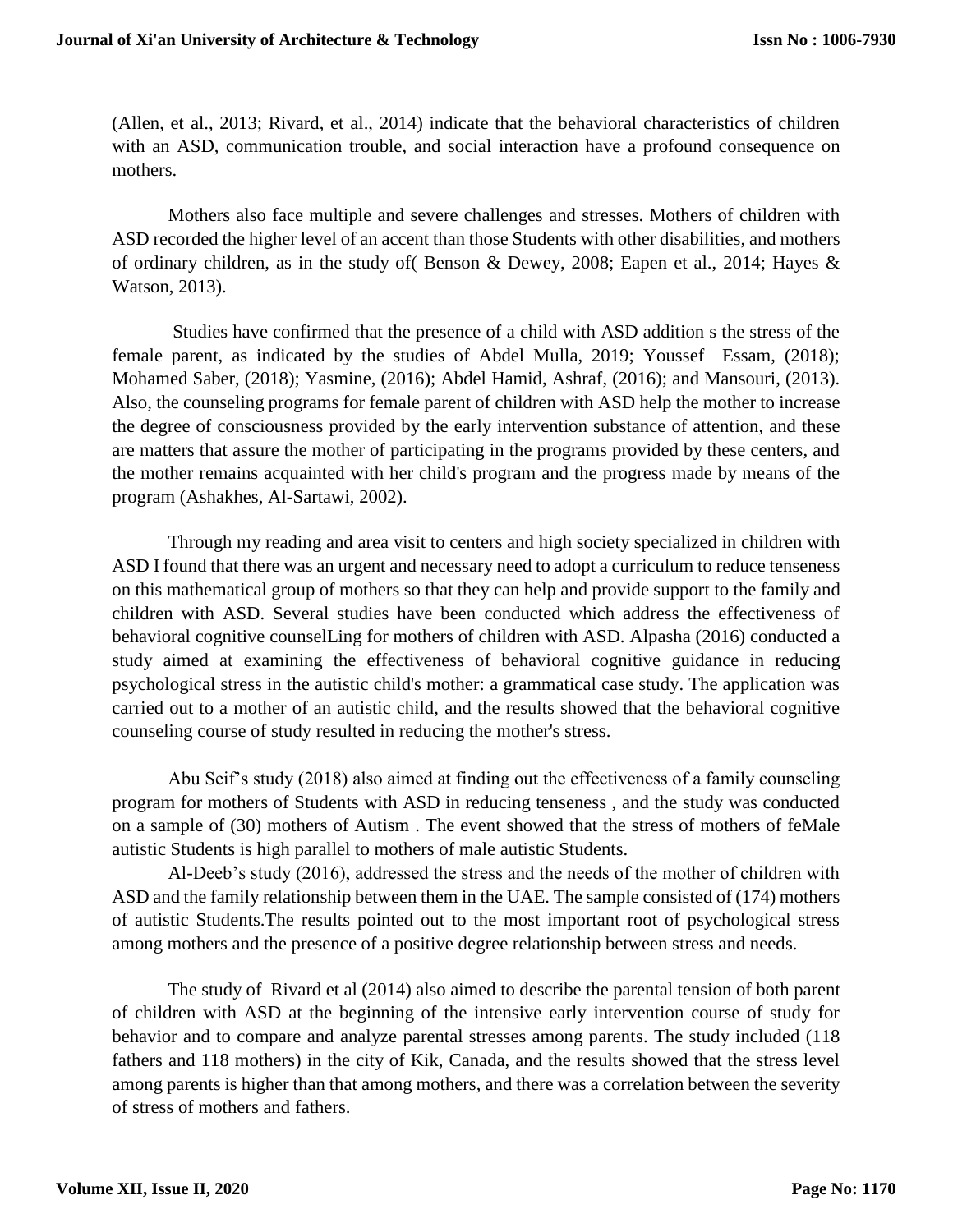(Allen, et al., 2013; Rivard, et al., 2014) indicate that the behavioral characteristics of children with an ASD, communication trouble, and social interaction have a profound consequence on mothers.

Mothers also face multiple and severe challenges and stresses. Mothers of children with ASD recorded the higher level of an accent than those Students with other disabilities, and mothers of ordinary children, as in the study of( Benson & Dewey, 2008; Eapen et al., 2014; Hayes & Watson, 2013).

Studies have confirmed that the presence of a child with ASD addition s the stress of the female parent, as indicated by the studies of Abdel Mulla, 2019; Youssef Essam, (2018); Mohamed Saber, (2018); Yasmine, (2016); Abdel Hamid, Ashraf, (2016); and Mansouri, (2013). Also, the counseling programs for female parent of children with ASD help the mother to increase the degree of consciousness provided by the early intervention substance of attention, and these are matters that assure the mother of participating in the programs provided by these centers, and the mother remains acquainted with her child's program and the progress made by means of the program (Ashakhes, Al-Sartawi, 2002).

Through my reading and area visit to centers and high society specialized in children with ASD I found that there was an urgent and necessary need to adopt a curriculum to reduce tenseness on this mathematical group of mothers so that they can help and provide support to the family and children with ASD. Several studies have been conducted which address the effectiveness of behavioral cognitive counselLing for mothers of children with ASD. Alpasha (2016) conducted a study aimed at examining the effectiveness of behavioral cognitive guidance in reducing psychological stress in the autistic child's mother: a grammatical case study. The application was carried out to a mother of an autistic child, and the results showed that the behavioral cognitive counseling course of study resulted in reducing the mother's stress.

Abu Seif's study (2018) also aimed at finding out the effectiveness of a family counseling program for mothers of Students with ASD in reducing tenseness , and the study was conducted on a sample of (30) mothers of Autism . The event showed that the stress of mothers of feMale autistic Students is high parallel to mothers of male autistic Students.

Al-Deeb's study (2016), addressed the stress and the needs of the mother of children with ASD and the family relationship between them in the UAE. The sample consisted of (174) mothers of autistic Students.The results pointed out to the most important root of psychological stress among mothers and the presence of a positive degree relationship between stress and needs.

The study of Rivard et al (2014) also aimed to describe the parental tension of both parent of children with ASD at the beginning of the intensive early intervention course of study for behavior and to compare and analyze parental stresses among parents. The study included (118 fathers and 118 mothers) in the city of Kik, Canada, and the results showed that the stress level among parents is higher than that among mothers, and there was a correlation between the severity of stress of mothers and fathers.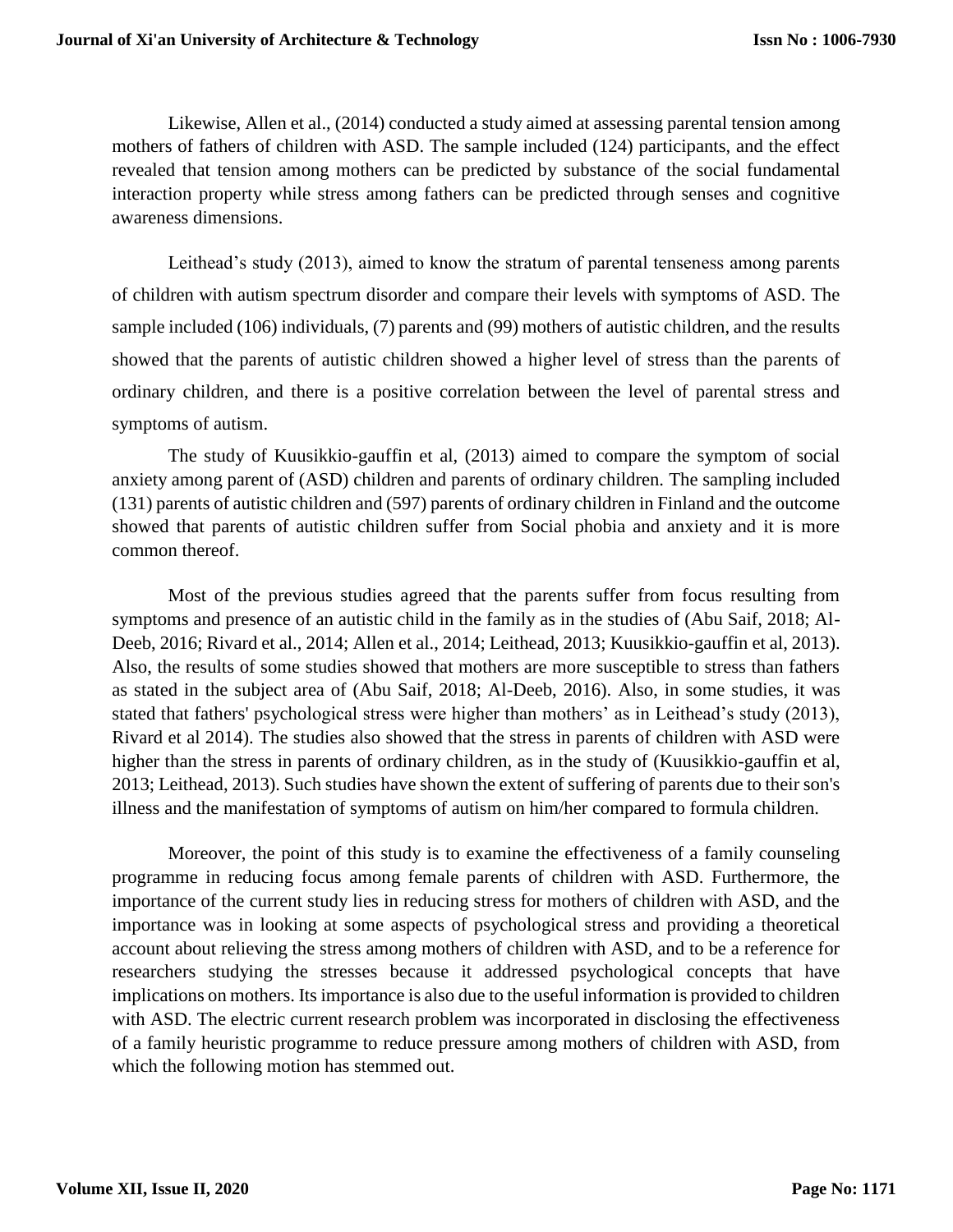Likewise, Allen et al., (2014) conducted a study aimed at assessing parental tension among mothers of fathers of children with ASD. The sample included (124) participants, and the effect revealed that tension among mothers can be predicted by substance of the social fundamental interaction property while stress among fathers can be predicted through senses and cognitive awareness dimensions.

Leithead's study (2013), aimed to know the stratum of parental tenseness among parents of children with autism spectrum disorder and compare their levels with symptoms of ASD. The sample included (106) individuals, (7) parents and (99) mothers of autistic children, and the results showed that the parents of autistic children showed a higher level of stress than the parents of ordinary children, and there is a positive correlation between the level of parental stress and symptoms of autism.

The study of Kuusikkio-gauffin et al, (2013) aimed to compare the symptom of social anxiety among parent of (ASD) children and parents of ordinary children. The sampling included (131) parents of autistic children and (597) parents of ordinary children in Finland and the outcome showed that parents of autistic children suffer from Social phobia and anxiety and it is more common thereof.

Most of the previous studies agreed that the parents suffer from focus resulting from symptoms and presence of an autistic child in the family as in the studies of (Abu Saif, 2018; Al-Deeb, 2016; Rivard et al., 2014; Allen et al., 2014; Leithead, 2013; Kuusikkio-gauffin et al, 2013). Also, the results of some studies showed that mothers are more susceptible to stress than fathers as stated in the subject area of (Abu Saif, 2018; Al-Deeb, 2016). Also, in some studies, it was stated that fathers' psychological stress were higher than mothers' as in Leithead's study (2013), Rivard et al 2014). The studies also showed that the stress in parents of children with ASD were higher than the stress in parents of ordinary children, as in the study of (Kuusikkio-gauffin et al, 2013; Leithead, 2013). Such studies have shown the extent of suffering of parents due to their son's illness and the manifestation of symptoms of autism on him/her compared to formula children.

Moreover, the point of this study is to examine the effectiveness of a family counseling programme in reducing focus among female parents of children with ASD. Furthermore, the importance of the current study lies in reducing stress for mothers of children with ASD, and the importance was in looking at some aspects of psychological stress and providing a theoretical account about relieving the stress among mothers of children with ASD, and to be a reference for researchers studying the stresses because it addressed psychological concepts that have implications on mothers. Its importance is also due to the useful information is provided to children with ASD. The electric current research problem was incorporated in disclosing the effectiveness of a family heuristic programme to reduce pressure among mothers of children with ASD, from which the following motion has stemmed out.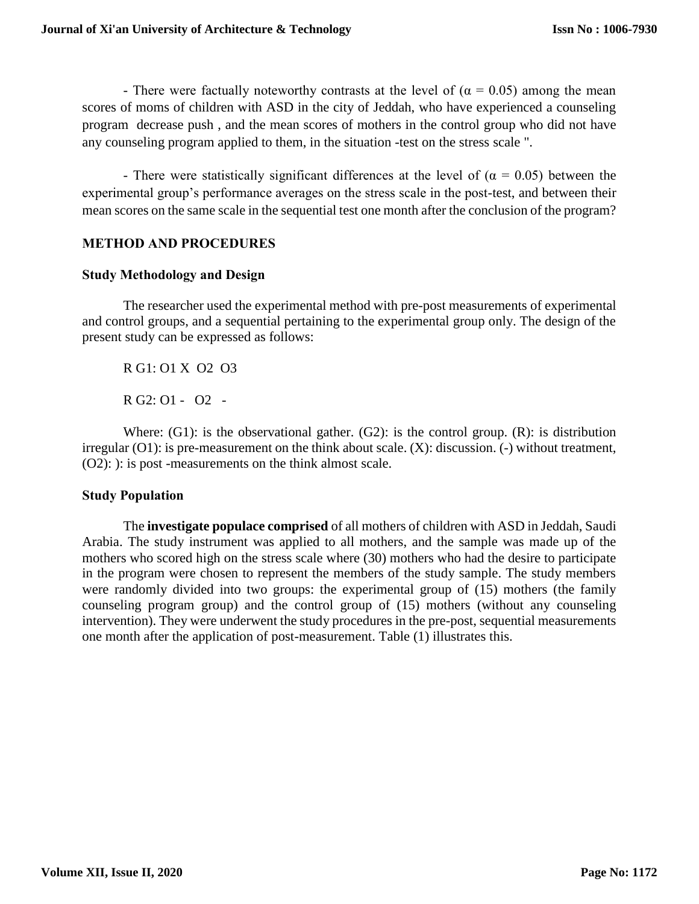- There were factually noteworthy contrasts at the level of ($\alpha = 0.05$) among the mean scores of moms of children with ASD in the city of Jeddah, who have experienced a counseling program decrease push , and the mean scores of mothers in the control group who did not have any counseling program applied to them, in the situation -test on the stress scale ".

- There were statistically significant differences at the level of ($\alpha = 0.05$) between the experimental group's performance averages on the stress scale in the post-test, and between their mean scores on the same scale in the sequential test one month after the conclusion of the program?

## METHOD AND PROCEDURES

### Study Methodology and Design

The researcher used the experimental method with pre-post measurements of experimental and control groups, and a sequential pertaining to the experimental group only. The design of the present study can be expressed as follows:

R G1: O1 X O2 O3

R G2: O1 - O2 -

Where: (G1): is the observational gather. (G2): is the control group. (R): is distribution irregular (O1): is pre-measurement on the think about scale. (X): discussion. (-) without treatment, (O2): ): is post -measurements on the think almost scale.

### Study Population

The **investigate populace comprised** of all mothers of children with ASD in Jeddah, Saudi Arabia. The study instrument was applied to all mothers, and the sample was made up of the mothers who scored high on the stress scale where (30) mothers who had the desire to participate in the program were chosen to represent the members of the study sample. The study members were randomly divided into two groups: the experimental group of (15) mothers (the family counseling program group) and the control group of (15) mothers (without any counseling intervention). They were underwent the study procedures in the pre-post, sequential measurements one month after the application of post-measurement. Table (1) illustrates this.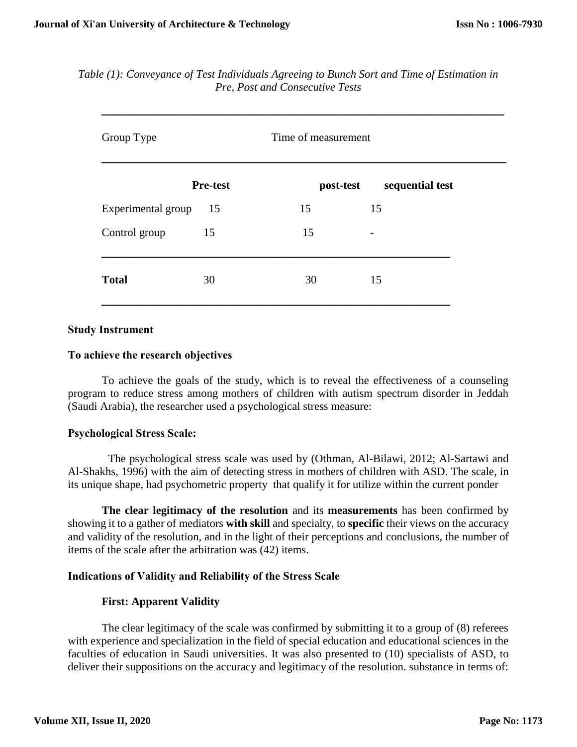*Table (1): Conveyance of Test Individuals Agreeing to Bunch Sort and Time of Estimation in Pre, Post and Consecutive Tests*

| Group Type | Time of measurement | | |
|---|---|---|---|
| | **Pre-test** | **post-test** | **sequential test** |
| Experimental group | 15 | 15 | 15 |
| Control group | 15 | 15 | - |
| **Total** | 30 | 30 | 15 |

### Study Instrument

### To achieve the research objectives

To achieve the goals of the study, which is to reveal the effectiveness of a counseling program to reduce stress among mothers of children with autism spectrum disorder in Jeddah (Saudi Arabia), the researcher used a psychological stress measure:

### Psychological Stress Scale:

The psychological stress scale was used by (Othman, Al-Bilawi, 2012; Al-Sartawi and Al-Shakhs, 1996) with the aim of detecting stress in mothers of children with ASD. The scale, in its unique shape, had psychometric property that qualify it for utilize within the current ponder

**The clear legitimacy of the resolution** and its **measurements** has been confirmed by showing it to a gather of mediators **with skill** and specialty, to **specific** their views on the accuracy and validity of the resolution, and in the light of their perceptions and conclusions, the number of items of the scale after the arbitration was (42) items.

### Indications of Validity and Reliability of the Stress Scale

#### First: Apparent Validity

The clear legitimacy of the scale was confirmed by submitting it to a group of (8) referees with experience and specialization in the field of special education and educational sciences in the faculties of education in Saudi universities. It was also presented to (10) specialists of ASD, to deliver their suppositions on the accuracy and legitimacy of the resolution. substance in terms of: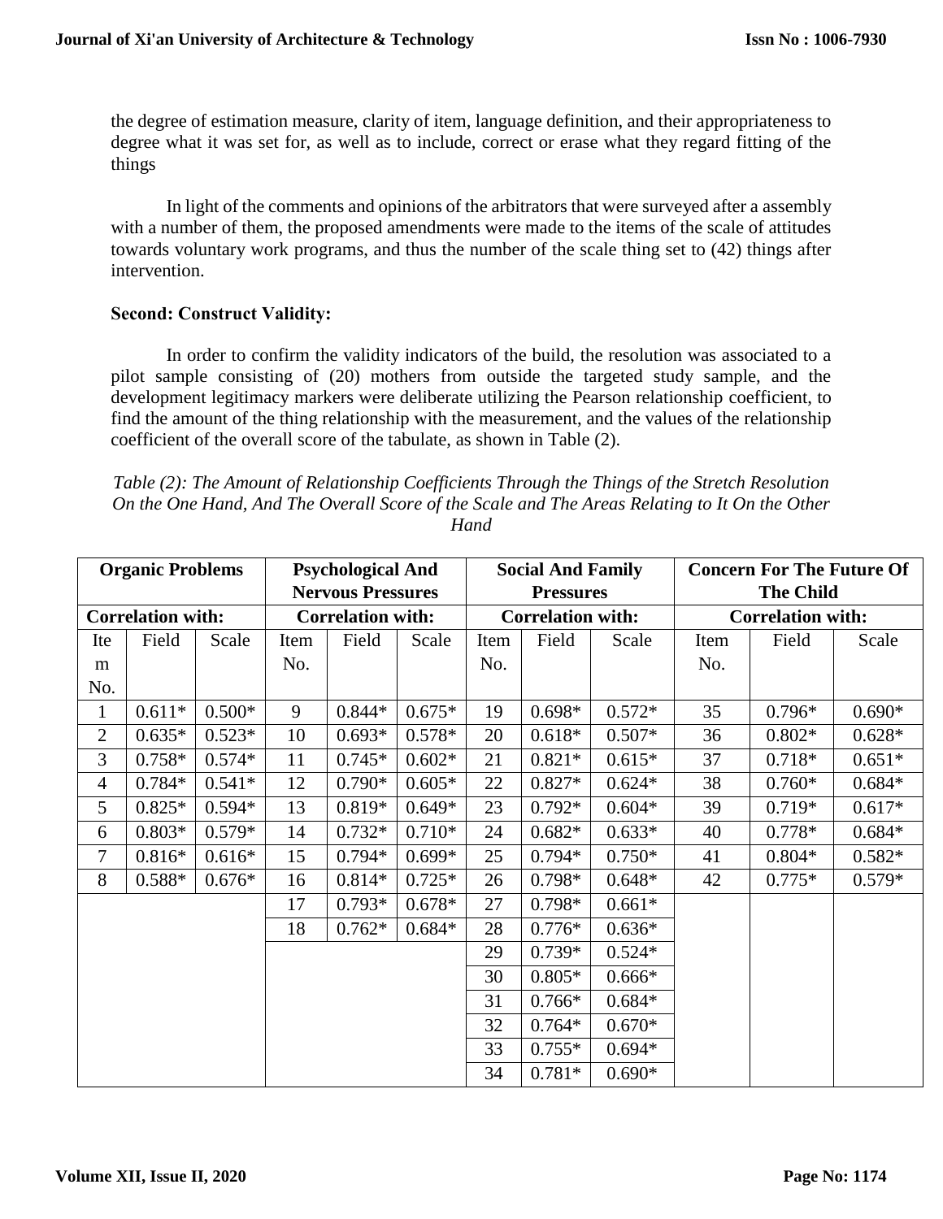the degree of estimation measure, clarity of item, language definition, and their appropriateness to degree what it was set for, as well as to include, correct or erase what they regard fitting of the things

In light of the comments and opinions of the arbitrators that were surveyed after a assembly with a number of them, the proposed amendments were made to the items of the scale of attitudes towards voluntary work programs, and thus the number of the scale thing set to (42) things after intervention.

**Second: Construct Validity:**

In order to confirm the validity indicators of the build, the resolution was associated to a pilot sample consisting of (20) mothers from outside the targeted study sample, and the development legitimacy markers were deliberate utilizing the Pearson relationship coefficient, to find the amount of the thing relationship with the measurement, and the values of the relationship coefficient of the overall score of the tabulate, as shown in Table (2).

*Table (2): The Amount of Relationship Coefficients Through the Things of the Stretch Resolution On the One Hand, And The Overall Score of the Scale and The Areas Relating to It On the Other Hand*

| Organic Problems | | | Psychological And Nervous Pressures | | | Social And Family Pressures | | | Concern For The Future Of The Child | | |
|---|---|---|---|---|---|---|---|---|---|---|---|
| Correlation with: | | | Correlation with: | | | Correlation with: | | | Correlation with: | | |
| Item No. | Field | Scale | Item No. | Field | Scale | Item No. | Field | Scale | Item No. | Field | Scale |
| 1 | 0.611* | 0.500* | 9 | 0.844* | 0.675* | 19 | 0.698* | 0.572* | 35 | 0.796* | 0.690* |
| 2 | 0.635* | 0.523* | 10 | 0.693* | 0.578* | 20 | 0.618* | 0.507* | 36 | 0.802* | 0.628* |
| 3 | 0.758* | 0.574* | 11 | 0.745* | 0.602* | 21 | 0.821* | 0.615* | 37 | 0.718* | 0.651* |
| 4 | 0.784* | 0.541* | 12 | 0.790* | 0.605* | 22 | 0.827* | 0.624* | 38 | 0.760* | 0.684* |
| 5 | 0.825* | 0.594* | 13 | 0.819* | 0.649* | 23 | 0.792* | 0.604* | 39 | 0.719* | 0.617* |
| 6 | 0.803* | 0.579* | 14 | 0.732* | 0.710* | 24 | 0.682* | 0.633* | 40 | 0.778* | 0.684* |
| 7 | 0.816* | 0.616* | 15 | 0.794* | 0.699* | 25 | 0.794* | 0.750* | 41 | 0.804* | 0.582* |
| 8 | 0.588* | 0.676* | 16 | 0.814* | 0.725* | 26 | 0.798* | 0.648* | 42 | 0.775* | 0.579* |
| | | | 17 | 0.793* | 0.678* | 27 | 0.798* | 0.661* | | | |
| | | | 18 | 0.762* | 0.684* | 28 | 0.776* | 0.636* | | | |
| | | | | | | 29 | 0.739* | 0.524* | | | |
| | | | | | | 30 | 0.805* | 0.666* | | | |
| | | | | | | 31 | 0.766* | 0.684* | | | |
| | | | | | | 32 | 0.764* | 0.670* | | | |
| | | | | | | 33 | 0.755* | 0.694* | | | |
| | | | | | | 34 | 0.781* | 0.690* | | | |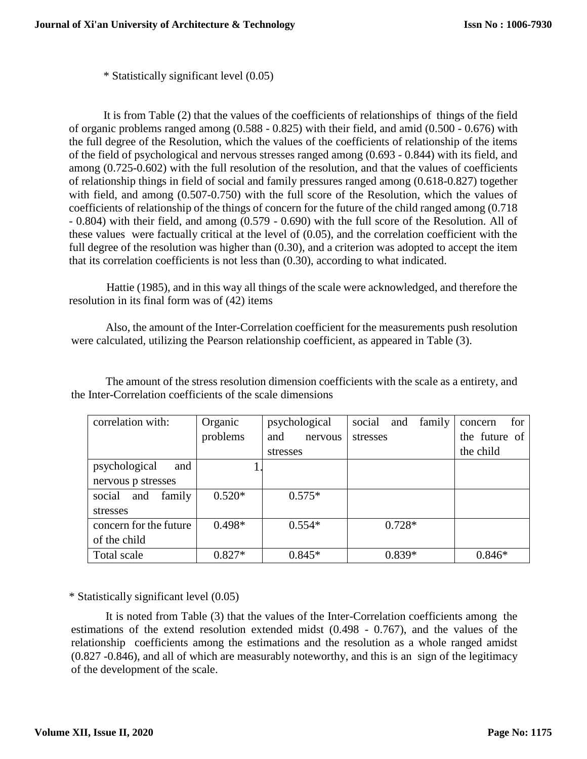* Statistically significant level (0.05)

It is from Table (2) that the values of the coefficients of relationships of things of the field of organic problems ranged among (0.588 - 0.825) with their field, and amid (0.500 - 0.676) with the full degree of the Resolution, which the values of the coefficients of relationship of the items of the field of psychological and nervous stresses ranged among (0.693 - 0.844) with its field, and among (0.725-0.602) with the full resolution of the resolution, and that the values of coefficients of relationship things in field of social and family pressures ranged among (0.618-0.827) together with field, and among (0.507-0.750) with the full score of the Resolution, which the values of coefficients of relationship of the things of concern for the future of the child ranged among (0.718 - 0.804) with their field, and among (0.579 - 0.690) with the full score of the Resolution. All of these values were factually critical at the level of (0.05), and the correlation coefficient with the full degree of the resolution was higher than (0.30), and a criterion was adopted to accept the item that its correlation coefficients is not less than (0.30), according to what indicated.

Hattie (1985), and in this way all things of the scale were acknowledged, and therefore the resolution in its final form was of (42) items

Also, the amount of the Inter-Correlation coefficient for the measurements push resolution were calculated, utilizing the Pearson relationship coefficient, as appeared in Table (3).

The amount of the stress resolution dimension coefficients with the scale as a entirety, and the Inter-Correlation coefficients of the scale dimensions

| correlation with: | Organic problems | psychological and nervous stresses | social and family stresses | concern for the future of the child |
|---|---|---|---|---|
| psychological and nervous p stresses | 1. | | | |
| social and family stresses | 0.520* | 0.575* | | |
| concern for the future of the child | 0.498* | 0.554* | 0.728* | |
| Total scale | 0.827* | 0.845* | 0.839* | 0.846* |

* Statistically significant level (0.05)

It is noted from Table (3) that the values of the Inter-Correlation coefficients among the estimations of the extend resolution extended midst (0.498 - 0.767), and the values of the relationship coefficients among the estimations and the resolution as a whole ranged amidst (0.827 -0.846), and all of which are measurably noteworthy, and this is an sign of the legitimacy of the development of the scale.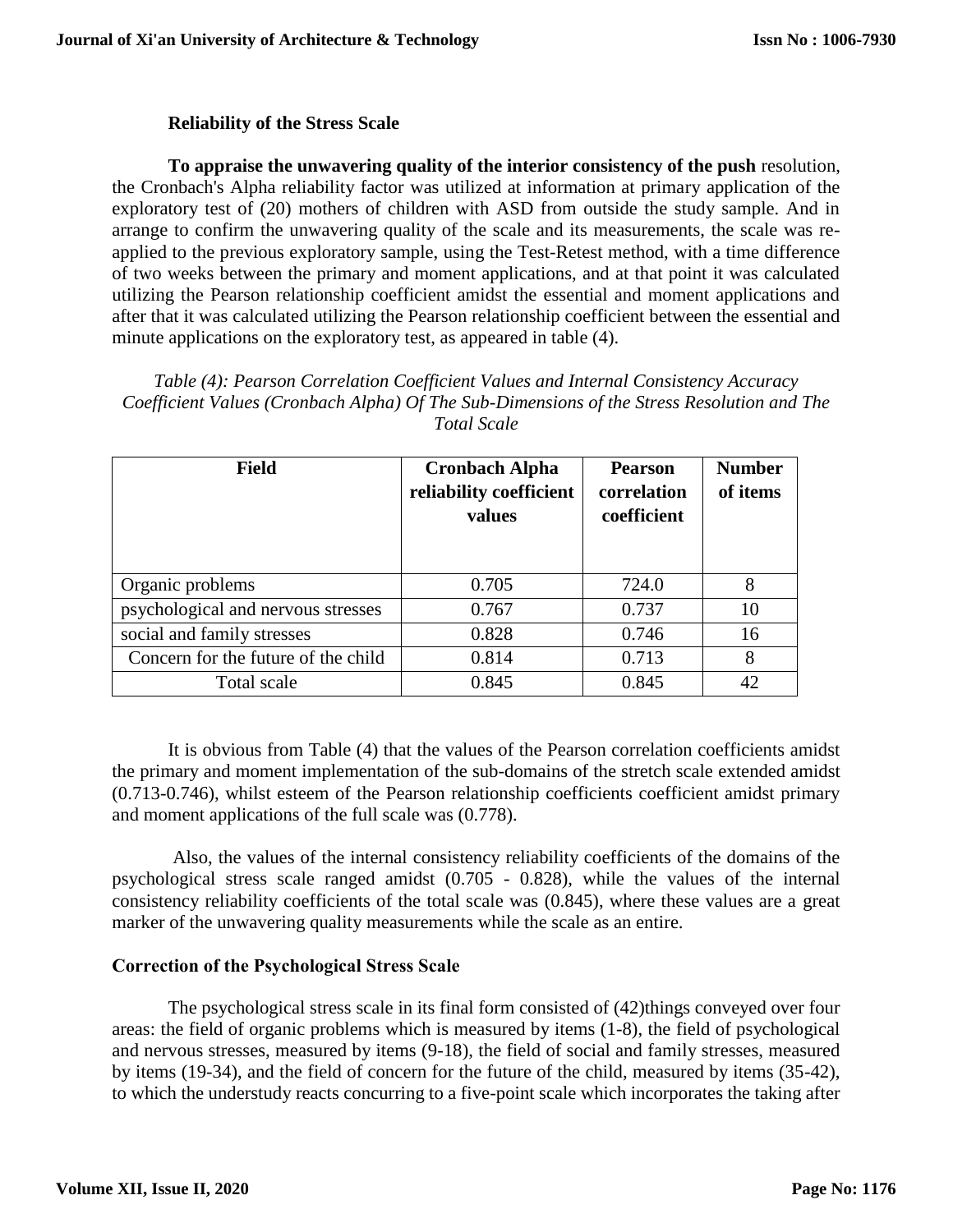**Reliability of the Stress Scale**

**To appraise the unwavering quality of the interior consistency of the push** resolution, the Cronbach's Alpha reliability factor was utilized at information at primary application of the exploratory test of (20) mothers of children with ASD from outside the study sample. And in arrange to confirm the unwavering quality of the scale and its measurements, the scale was re-applied to the previous exploratory sample, using the Test-Retest method, with a time difference of two weeks between the primary and moment applications, and at that point it was calculated utilizing the Pearson relationship coefficient amidst the essential and moment applications and after that it was calculated utilizing the Pearson relationship coefficient between the essential and minute applications on the exploratory test, as appeared in table (4).

*Table (4): Pearson Correlation Coefficient Values and Internal Consistency Accuracy Coefficient Values (Cronbach Alpha) Of The Sub-Dimensions of the Stress Resolution and The Total Scale*

| Field | Cronbach Alpha reliability coefficient values | Pearson correlation coefficient | Number of items |
|---|---|---|---|
| Organic problems | 0.705 | 724.0 | 8 |
| psychological and nervous stresses | 0.767 | 0.737 | 10 |
| social and family stresses | 0.828 | 0.746 | 16 |
| Concern for the future of the child | 0.814 | 0.713 | 8 |
| Total scale | 0.845 | 0.845 | 42 |

It is obvious from Table (4) that the values of the Pearson correlation coefficients amidst the primary and moment implementation of the sub-domains of the stretch scale extended amidst (0.713-0.746), whilst esteem of the Pearson relationship coefficients coefficient amidst primary and moment applications of the full scale was (0.778).

Also, the values of the internal consistency reliability coefficients of the domains of the psychological stress scale ranged amidst (0.705 - 0.828), while the values of the internal consistency reliability coefficients of the total scale was (0.845), where these values are a great marker of the unwavering quality measurements while the scale as an entire.

**Correction of the Psychological Stress Scale**

The psychological stress scale in its final form consisted of (42)things conveyed over four areas: the field of organic problems which is measured by items (1-8), the field of psychological and nervous stresses, measured by items (9-18), the field of social and family stresses, measured by items (19-34), and the field of concern for the future of the child, measured by items (35-42), to which the understudy reacts concurring to a five-point scale which incorporates the taking after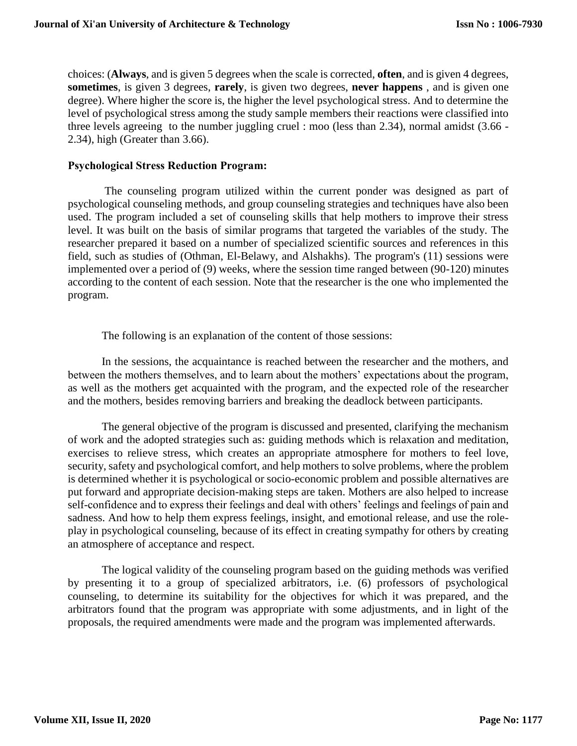choices: (**Always**, and is given 5 degrees when the scale is corrected, **often**, and is given 4 degrees, **sometimes**, is given 3 degrees, **rarely**, is given two degrees, **never happens** , and is given one degree). Where higher the score is, the higher the level psychological stress. And to determine the level of psychological stress among the study sample members their reactions were classified into three levels agreeing to the number juggling cruel : moo (less than 2.34), normal amidst (3.66 - 2.34), high (Greater than 3.66).

**Psychological Stress Reduction Program:**

The counseling program utilized within the current ponder was designed as part of psychological counseling methods, and group counseling strategies and techniques have also been used. The program included a set of counseling skills that help mothers to improve their stress level. It was built on the basis of similar programs that targeted the variables of the study. The researcher prepared it based on a number of specialized scientific sources and references in this field, such as studies of (Othman, El-Belawy, and Alshakhs). The program's (11) sessions were implemented over a period of (9) weeks, where the session time ranged between (90-120) minutes according to the content of each session. Note that the researcher is the one who implemented the program.

The following is an explanation of the content of those sessions:

In the sessions, the acquaintance is reached between the researcher and the mothers, and between the mothers themselves, and to learn about the mothers' expectations about the program, as well as the mothers get acquainted with the program, and the expected role of the researcher and the mothers, besides removing barriers and breaking the deadlock between participants.

The general objective of the program is discussed and presented, clarifying the mechanism of work and the adopted strategies such as: guiding methods which is relaxation and meditation, exercises to relieve stress, which creates an appropriate atmosphere for mothers to feel love, security, safety and psychological comfort, and help mothers to solve problems, where the problem is determined whether it is psychological or socio-economic problem and possible alternatives are put forward and appropriate decision-making steps are taken. Mothers are also helped to increase self-confidence and to express their feelings and deal with others' feelings and feelings of pain and sadness. And how to help them express feelings, insight, and emotional release, and use the role-play in psychological counseling, because of its effect in creating sympathy for others by creating an atmosphere of acceptance and respect.

The logical validity of the counseling program based on the guiding methods was verified by presenting it to a group of specialized arbitrators, i.e. (6) professors of psychological counseling, to determine its suitability for the objectives for which it was prepared, and the arbitrators found that the program was appropriate with some adjustments, and in light of the proposals, the required amendments were made and the program was implemented afterwards.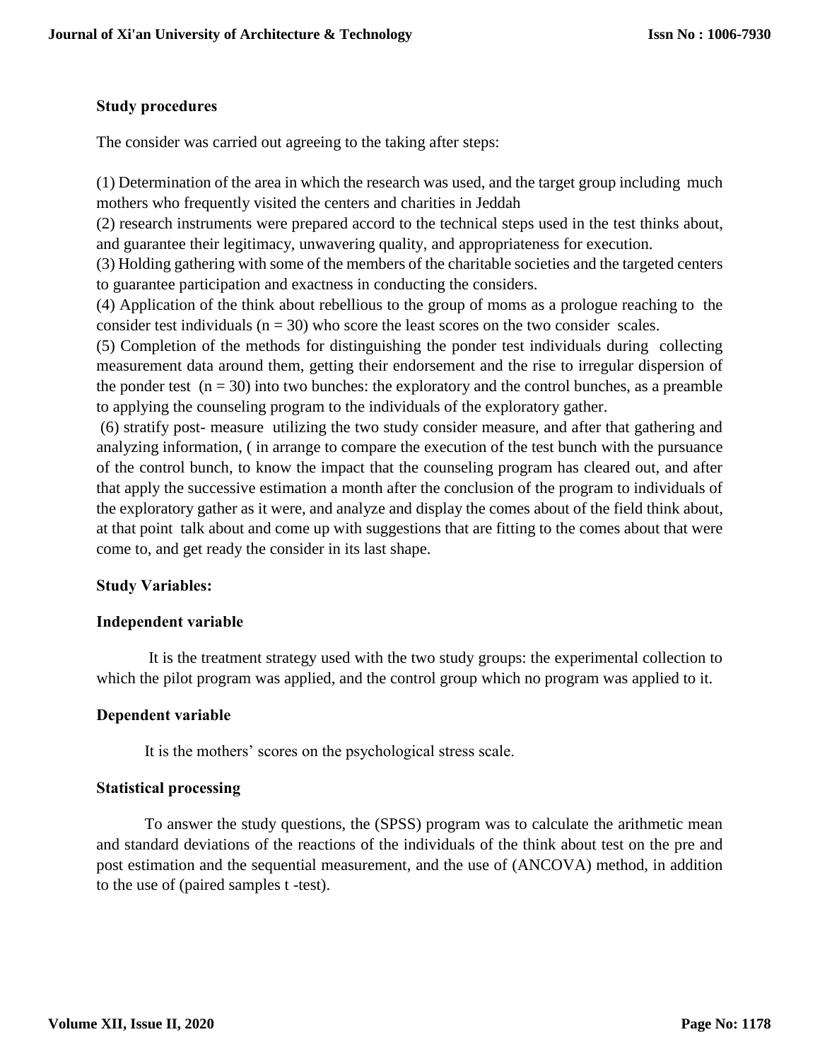**Study procedures**

The consider was carried out agreeing to the taking after steps:

(1) Determination of the area in which the research was used, and the target group including much mothers who frequently visited the centers and charities in Jeddah

(2) research instruments were prepared accord to the technical steps used in the test thinks about, and guarantee their legitimacy, unwavering quality, and appropriateness for execution.

(3) Holding gathering with some of the members of the charitable societies and the targeted centers to guarantee participation and exactness in conducting the considers.

(4) Application of the think about rebellious to the group of moms as a prologue reaching to the consider test individuals (n = 30) who score the least scores on the two consider scales.

(5) Completion of the methods for distinguishing the ponder test individuals during collecting measurement data around them, getting their endorsement and the rise to irregular dispersion of the ponder test (n = 30) into two bunches: the exploratory and the control bunches, as a preamble to applying the counseling program to the individuals of the exploratory gather.

(6) stratify post- measure utilizing the two study consider measure, and after that gathering and analyzing information, ( in arrange to compare the execution of the test bunch with the pursuance of the control bunch, to know the impact that the counseling program has cleared out, and after that apply the successive estimation a month after the conclusion of the program to individuals of the exploratory gather as it were, and analyze and display the comes about of the field think about, at that point talk about and come up with suggestions that are fitting to the comes about that were come to, and get ready the consider in its last shape.

**Study Variables:**

**Independent variable**

It is the treatment strategy used with the two study groups: the experimental collection to which the pilot program was applied, and the control group which no program was applied to it.

**Dependent variable**

It is the mothers' scores on the psychological stress scale.

**Statistical processing**

To answer the study questions, the (SPSS) program was to calculate the arithmetic mean and standard deviations of the reactions of the individuals of the think about test on the pre and post estimation and the sequential measurement, and the use of (ANCOVA) method, in addition to the use of (paired samples t -test).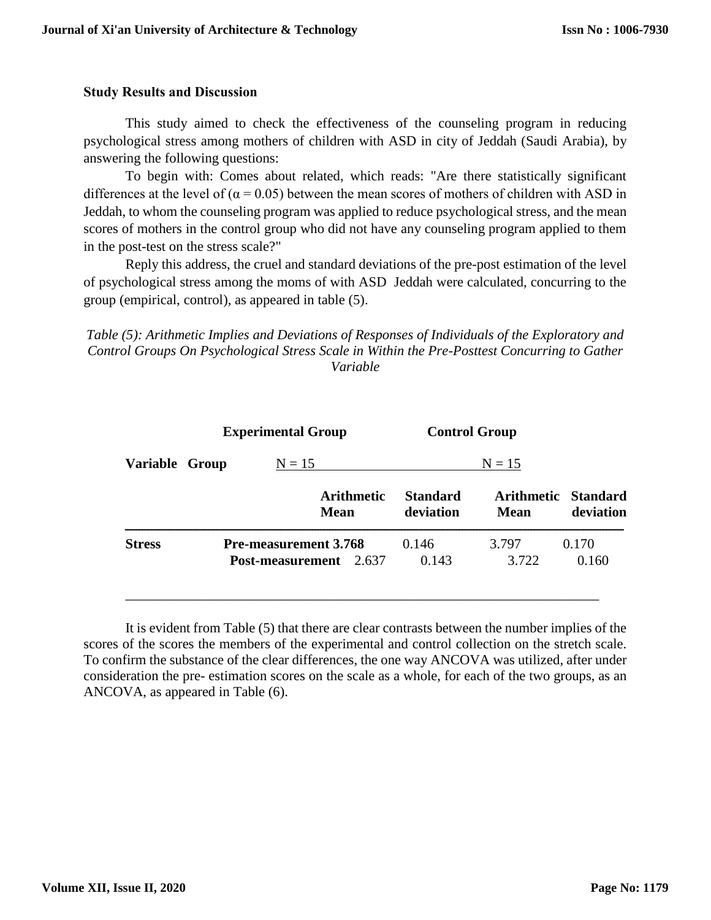### Study Results and Discussion

This study aimed to check the effectiveness of the counseling program in reducing psychological stress among mothers of children with ASD in city of Jeddah (Saudi Arabia), by answering the following questions:

To begin with: Comes about related, which reads: "Are there statistically significant differences at the level of ($\alpha = 0.05$) between the mean scores of mothers of children with ASD in Jeddah, to whom the counseling program was applied to reduce psychological stress, and the mean scores of mothers in the control group who did not have any counseling program applied to them in the post-test on the stress scale?"

Reply this address, the cruel and standard deviations of the pre-post estimation of the level of psychological stress among the moms of with ASD Jeddah were calculated, concurring to the group (empirical, control), as appeared in table (5).

*Table (5): Arithmetic Implies and Deviations of Responses of Individuals of the Exploratory and Control Groups On Psychological Stress Scale in Within the Pre-Posttest Concurring to Gather Variable*

| Variable | Group | Experimental Group N = 15 | | Control Group N = 15 | |
|---|---|---|---|---|---|
| | | **Arithmetic Mean** | **Standard deviation** | **Arithmetic Mean** | **Standard deviation** |
| **Stress** | **Pre-measurement** | **3.768** | 0.146 | 3.797 | 0.170 |
| | **Post-measurement** | 2.637 | 0.143 | 3.722 | 0.160 |

It is evident from Table (5) that there are clear contrasts between the number implies of the scores of the scores the members of the experimental and control collection on the stretch scale. To confirm the substance of the clear differences, the one way ANCOVA was utilized, after under consideration the pre- estimation scores on the scale as a whole, for each of the two groups, as an ANCOVA, as appeared in Table (6).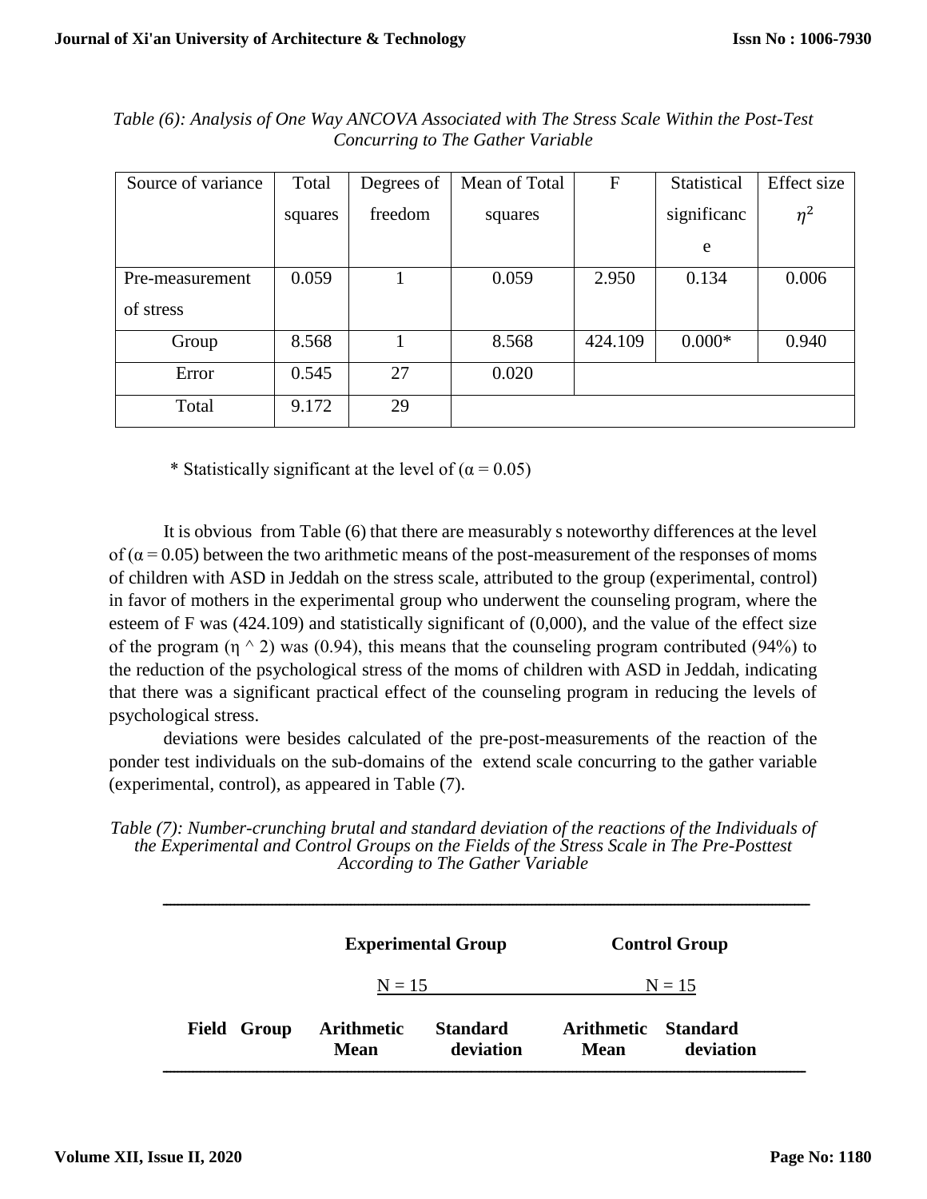*Table (6): Analysis of One Way ANCOVA Associated with The Stress Scale Within the Post-Test Concurring to The Gather Variable*

| Source of variance | Total squares | Degrees of freedom | Mean of Total squares | F | Statistical significance | Effect size $\eta^2$ |
|---|---|---|---|---|---|---|
| Pre-measurement of stress | 0.059 | 1 | 0.059 | 2.950 | 0.134 | 0.006 |
| Group | 8.568 | 1 | 8.568 | 424.109 | 0.000* | 0.940 |
| Error | 0.545 | 27 | 0.020 | | | |
| Total | 9.172 | 29 | | | | |

* Statistically significant at the level of ($\alpha = 0.05$)

It is obvious from Table (6) that there are measurably s noteworthy differences at the level of ($\alpha = 0.05$) between the two arithmetic means of the post-measurement of the responses of moms of children with ASD in Jeddah on the stress scale, attributed to the group (experimental, control) in favor of mothers in the experimental group who underwent the counseling program, where the esteem of F was (424.109) and statistically significant of (0,000), and the value of the effect size of the program ($\eta$ ^ 2) was (0.94), this means that the counseling program contributed (94%) to the reduction of the psychological stress of the moms of children with ASD in Jeddah, indicating that there was a significant practical effect of the counseling program in reducing the levels of psychological stress.

deviations were besides calculated of the pre-post-measurements of the reaction of the ponder test individuals on the sub-domains of the extend scale concurring to the gather variable (experimental, control), as appeared in Table (7).

*Table (7): Number-crunching brutal and standard deviation of the reactions of the Individuals of the Experimental and Control Groups on the Fields of the Stress Scale in The Pre-Posttest According to The Gather Variable*

| | | Experimental Group | | Control Group | |
|---|---|---|---|---|---|
| | | N = 15 | | N = 15 | |
| **Field** | **Group** | **Arithmetic Mean** | **Standard deviation** | **Arithmetic Mean** | **Standard deviation** |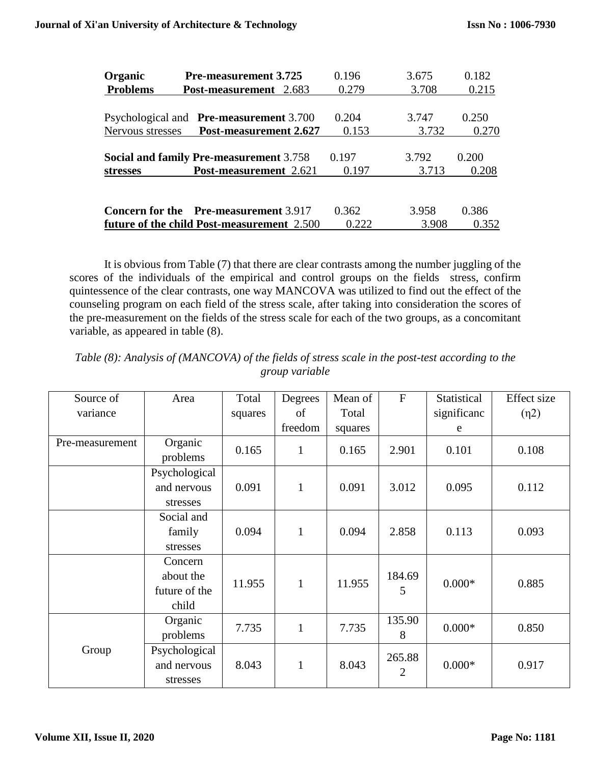| | | | | | |
|---|---|---|---|---|---|
| **Organic Problems** | **Pre-measurement** | **3.725** | 0.196 | 3.675 | 0.182 |
| | **Post-measurement** | 2.683 | 0.279 | 3.708 | 0.215 |
| Psychological and Nervous stresses | **Pre-measurement** | 3.700 | 0.204 | 3.747 | 0.250 |
| | **Post-measurement** | **2.627** | 0.153 | 3.732 | 0.270 |
| **Social and family stresses** | **Pre-measurement** | 3.758 | 0.197 | 3.792 | 0.200 |
| | **Post-measurement** | 2.621 | 0.197 | 3.713 | 0.208 |
| **Concern for the future of the child** | **Pre-measurement** | 3.917 | 0.362 | 3.958 | 0.386 |
| | **Post-measurement** | 2.500 | 0.222 | 3.908 | 0.352 |

It is obvious from Table (7) that there are clear contrasts among the number juggling of the scores of the individuals of the empirical and control groups on the fields stress, confirm quintessence of the clear contrasts, one way MANCOVA was utilized to find out the effect of the counseling program on each field of the stress scale, after taking into consideration the scores of the pre-measurement on the fields of the stress scale for each of the two groups, as a concomitant variable, as appeared in table (8).

*Table (8): Analysis of (MANCOVA) of the fields of stress scale in the post-test according to the group variable*

| Source of variance | Area | Total squares | Degrees of freedom | Mean of Total squares | F | Statistical significance | Effect size (η2) |
|---|---|---|---|---|---|---|---|
| Pre-measurement | Organic problems | 0.165 | 1 | 0.165 | 2.901 | 0.101 | 0.108 |
| | Psychological and nervous stresses | 0.091 | 1 | 0.091 | 3.012 | 0.095 | 0.112 |
| | Social and family stresses | 0.094 | 1 | 0.094 | 2.858 | 0.113 | 0.093 |
| | Concern about the future of the child | 11.955 | 1 | 11.955 | 184.695 | 0.000* | 0.885 |
| Group | Organic problems | 7.735 | 1 | 7.735 | 135.908 | 0.000* | 0.850 |
| | Psychological and nervous stresses | 8.043 | 1 | 8.043 | 265.882 | 0.000* | 0.917 |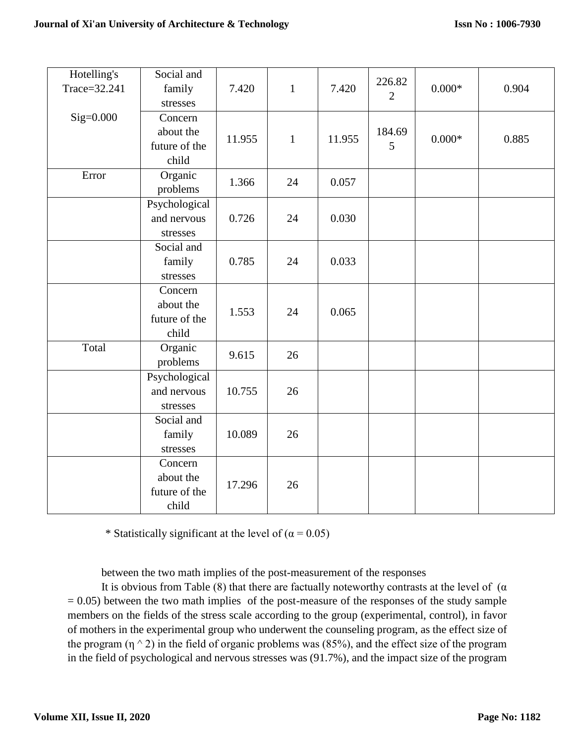| Hotelling's Trace=32.241 Sig=0.000 | Social and family stresses | 7.420 | 1 | 7.420 | 226.822 | 0.000* | 0.904 |
|---|---|---|---|---|---|---|---|
| | Concern about the future of the child | 11.955 | 1 | 11.955 | 184.695 | 0.000* | 0.885 |
| Error | Organic problems | 1.366 | 24 | 0.057 | | | |
| | Psychological and nervous stresses | 0.726 | 24 | 0.030 | | | |
| | Social and family stresses | 0.785 | 24 | 0.033 | | | |
| | Concern about the future of the child | 1.553 | 24 | 0.065 | | | |
| Total | Organic problems | 9.615 | 26 | | | | |
| | Psychological and nervous stresses | 10.755 | 26 | | | | |
| | Social and family stresses | 10.089 | 26 | | | | |
| | Concern about the future of the child | 17.296 | 26 | | | | |

\* Statistically significant at the level of ($\alpha = 0.05$)

between the two math implies of the post-measurement of the responses

It is obvious from Table (8) that there are factually noteworthy contrasts at the level of ($\alpha = 0.05$) between the two math implies of the post-measure of the responses of the study sample members on the fields of the stress scale according to the group (experimental, control), in favor of mothers in the experimental group who underwent the counseling program, as the effect size of the program ($\eta^2$) in the field of organic problems was (85%), and the effect size of the program in the field of psychological and nervous stresses was (91.7%), and the impact size of the program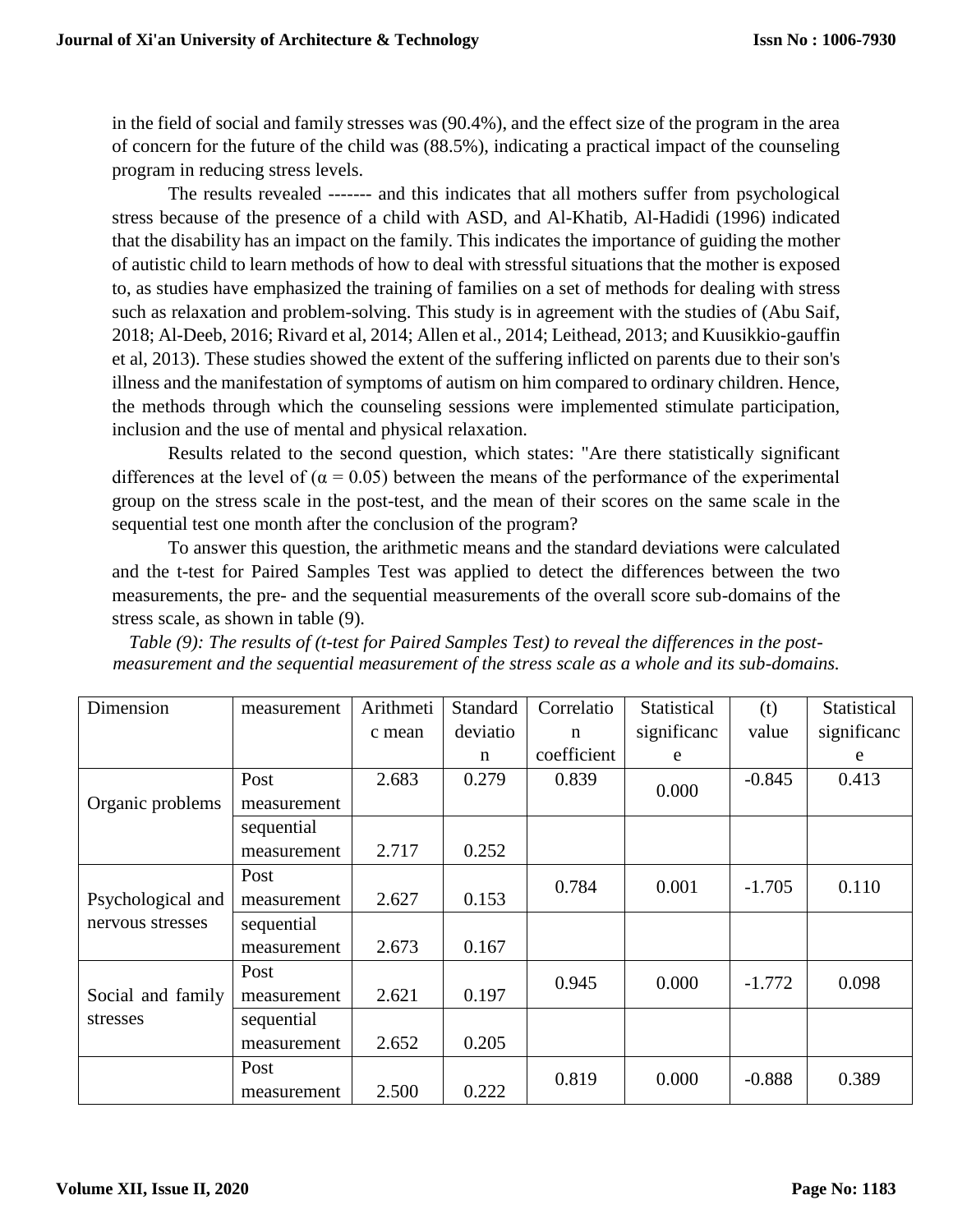in the field of social and family stresses was (90.4%), and the effect size of the program in the area of concern for the future of the child was (88.5%), indicating a practical impact of the counseling program in reducing stress levels.

The results revealed ------- and this indicates that all mothers suffer from psychological stress because of the presence of a child with ASD, and Al-Khatib, Al-Hadidi (1996) indicated that the disability has an impact on the family. This indicates the importance of guiding the mother of autistic child to learn methods of how to deal with stressful situations that the mother is exposed to, as studies have emphasized the training of families on a set of methods for dealing with stress such as relaxation and problem-solving. This study is in agreement with the studies of (Abu Saif, 2018; Al-Deeb, 2016; Rivard et al, 2014; Allen et al., 2014; Leithead, 2013; and Kuusikkio-gauffin et al, 2013). These studies showed the extent of the suffering inflicted on parents due to their son's illness and the manifestation of symptoms of autism on him compared to ordinary children. Hence, the methods through which the counseling sessions were implemented stimulate participation, inclusion and the use of mental and physical relaxation.

Results related to the second question, which states: "Are there statistically significant differences at the level of ($\alpha = 0.05$) between the means of the performance of the experimental group on the stress scale in the post-test, and the mean of their scores on the same scale in the sequential test one month after the conclusion of the program?

To answer this question, the arithmetic means and the standard deviations were calculated and the t-test for Paired Samples Test was applied to detect the differences between the two measurements, the pre- and the sequential measurements of the overall score sub-domains of the stress scale, as shown in table (9).

*Table (9): The results of (t-test for Paired Samples Test) to reveal the differences in the post-measurement and the sequential measurement of the stress scale as a whole and its sub-domains.*

| Dimension | measurement | Arithmetic mean | Standard deviation | Correlation coefficient | Statistical significance | (t) value | Statistical significance |
|---|---|---|---|---|---|---|---|
| Organic problems | Post measurement | 2.683 | 0.279 | 0.839 | 0.000 | -0.845 | 0.413 |
| | sequential measurement | 2.717 | 0.252 | | | | |
| Psychological and nervous stresses | Post measurement | 2.627 | 0.153 | 0.784 | 0.001 | -1.705 | 0.110 |
| | sequential measurement | 2.673 | 0.167 | | | | |
| Social and family stresses | Post measurement | 2.621 | 0.197 | 0.945 | 0.000 | -1.772 | 0.098 |
| | sequential measurement | 2.652 | 0.205 | | | | |
| | Post measurement | 2.500 | 0.222 | 0.819 | 0.000 | -0.888 | 0.389 |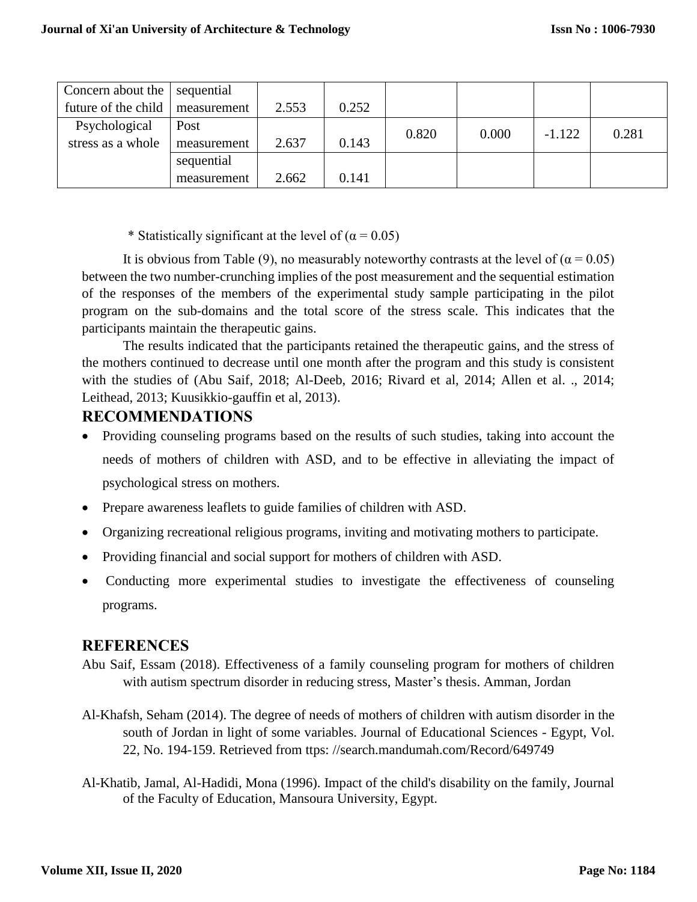| Concern about the future of the child | sequential measurement | 2.553 | 0.252 | | | | |
|---|---|---|---|---|---|---|---|
| Psychological stress as a whole | Post measurement | 2.637 | 0.143 | 0.820 | 0.000 | -1.122 | 0.281 |
| | sequential measurement | 2.662 | 0.141 | | | | |

\* Statistically significant at the level of (α = 0.05)

It is obvious from Table (9), no measurably noteworthy contrasts at the level of (α = 0.05) between the two number-crunching implies of the post measurement and the sequential estimation of the responses of the members of the experimental study sample participating in the pilot program on the sub-domains and the total score of the stress scale. This indicates that the participants maintain the therapeutic gains.

The results indicated that the participants retained the therapeutic gains, and the stress of the mothers continued to decrease until one month after the program and this study is consistent with the studies of (Abu Saif, 2018; Al-Deeb, 2016; Rivard et al, 2014; Allen et al. ., 2014; Leithead, 2013; Kuusikkio-gauffin et al, 2013).

## RECOMMENDATIONS

- Providing counseling programs based on the results of such studies, taking into account the needs of mothers of children with ASD, and to be effective in alleviating the impact of psychological stress on mothers.
- Prepare awareness leaflets to guide families of children with ASD.
- Organizing recreational religious programs, inviting and motivating mothers to participate.
- Providing financial and social support for mothers of children with ASD.
- Conducting more experimental studies to investigate the effectiveness of counseling programs.

## REFERENCES

Abu Saif, Essam (2018). Effectiveness of a family counseling program for mothers of children with autism spectrum disorder in reducing stress, Master's thesis. Amman, Jordan

Al-Khafsh, Seham (2014). The degree of needs of mothers of children with autism disorder in the south of Jordan in light of some variables. Journal of Educational Sciences - Egypt, Vol. 22, No. 194-159. Retrieved from ttps: //search.mandumah.com/Record/649749

Al-Khatib, Jamal, Al-Hadidi, Mona (1996). Impact of the child's disability on the family, Journal of the Faculty of Education, Mansoura University, Egypt.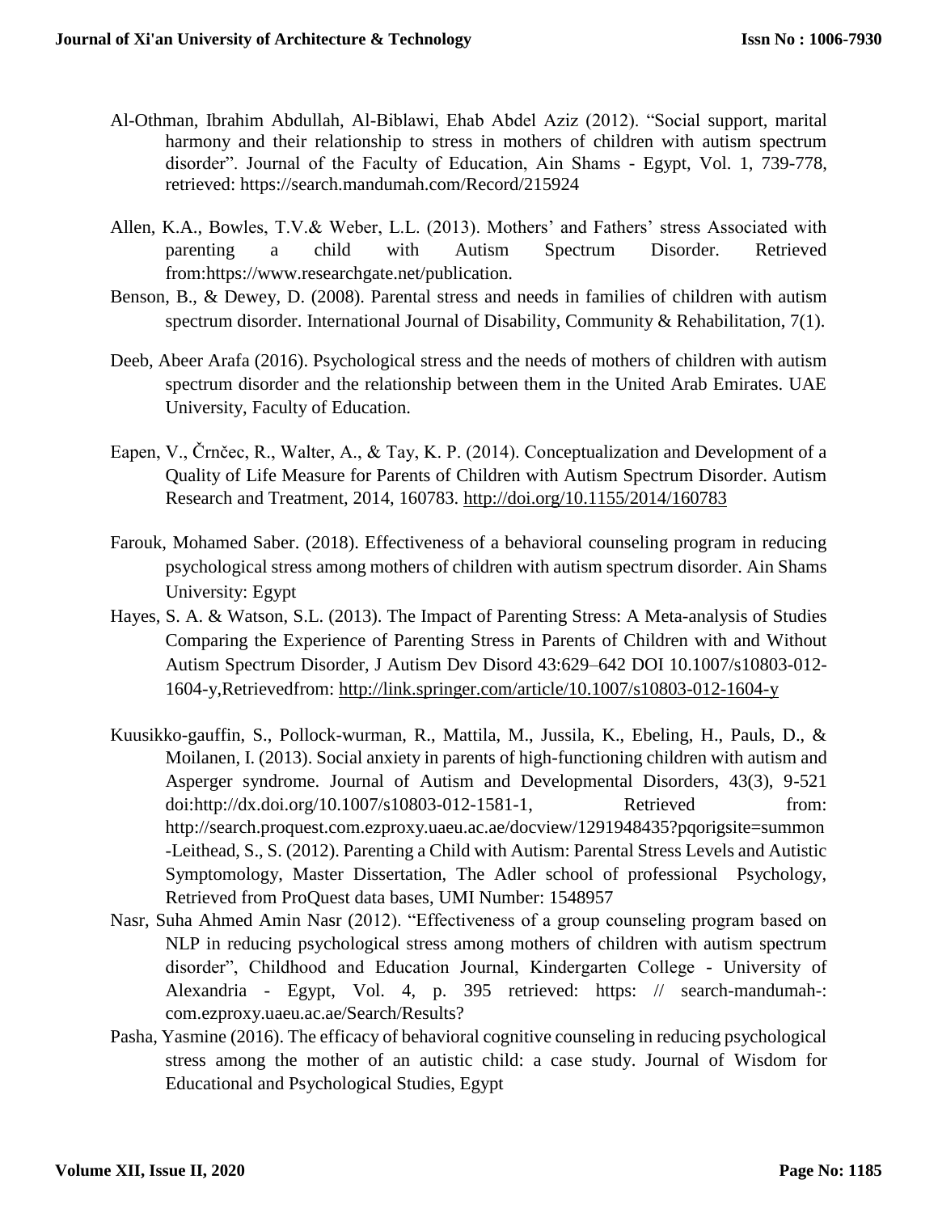Al-Othman, Ibrahim Abdullah, Al-Biblawi, Ehab Abdel Aziz (2012). "Social support, marital harmony and their relationship to stress in mothers of children with autism spectrum disorder". Journal of the Faculty of Education, Ain Shams - Egypt, Vol. 1, 739-778, retrieved: https://search.mandumah.com/Record/215924

Allen, K.A., Bowles, T.V.& Weber, L.L. (2013). Mothers' and Fathers' stress Associated with parenting a child with Autism Spectrum Disorder. Retrieved from:https://www.researchgate.net/publication.

Benson, B., & Dewey, D. (2008). Parental stress and needs in families of children with autism spectrum disorder. International Journal of Disability, Community & Rehabilitation, 7(1).

Deeb, Abeer Arafa (2016). Psychological stress and the needs of mothers of children with autism spectrum disorder and the relationship between them in the United Arab Emirates. UAE University, Faculty of Education.

Eapen, V., Črnčec, R., Walter, A., & Tay, K. P. (2014). Conceptualization and Development of a Quality of Life Measure for Parents of Children with Autism Spectrum Disorder. Autism Research and Treatment, 2014, 160783. http://doi.org/10.1155/2014/160783

Farouk, Mohamed Saber. (2018). Effectiveness of a behavioral counseling program in reducing psychological stress among mothers of children with autism spectrum disorder. Ain Shams University: Egypt

Hayes, S. A. & Watson, S.L. (2013). The Impact of Parenting Stress: A Meta-analysis of Studies Comparing the Experience of Parenting Stress in Parents of Children with and Without Autism Spectrum Disorder, J Autism Dev Disord 43:629–642 DOI 10.1007/s10803-012-1604-y,Retrievedfrom: http://link.springer.com/article/10.1007/s10803-012-1604-y

Kuusikko-gauffin, S., Pollock-wurman, R., Mattila, M., Jussila, K., Ebeling, H., Pauls, D., & Moilanen, I. (2013). Social anxiety in parents of high-functioning children with autism and Asperger syndrome. Journal of Autism and Developmental Disorders, 43(3), 9-521 doi:http://dx.doi.org/10.1007/s10803-012-1581-1, Retrieved from: http://search.proquest.com.ezproxy.uaeu.ac.ae/docview/1291948435?pqorigsite=summon -Leithead, S., S. (2012). Parenting a Child with Autism: Parental Stress Levels and Autistic Symptomology, Master Dissertation, The Adler school of professional Psychology, Retrieved from ProQuest data bases, UMI Number: 1548957

Nasr, Suha Ahmed Amin Nasr (2012). "Effectiveness of a group counseling program based on NLP in reducing psychological stress among mothers of children with autism spectrum disorder", Childhood and Education Journal, Kindergarten College - University of Alexandria - Egypt, Vol. 4, p. 395 retrieved: https: // search-mandumah-: com.ezproxy.uaeu.ac.ae/Search/Results?

Pasha, Yasmine (2016). The efficacy of behavioral cognitive counseling in reducing psychological stress among the mother of an autistic child: a case study. Journal of Wisdom for Educational and Psychological Studies, Egypt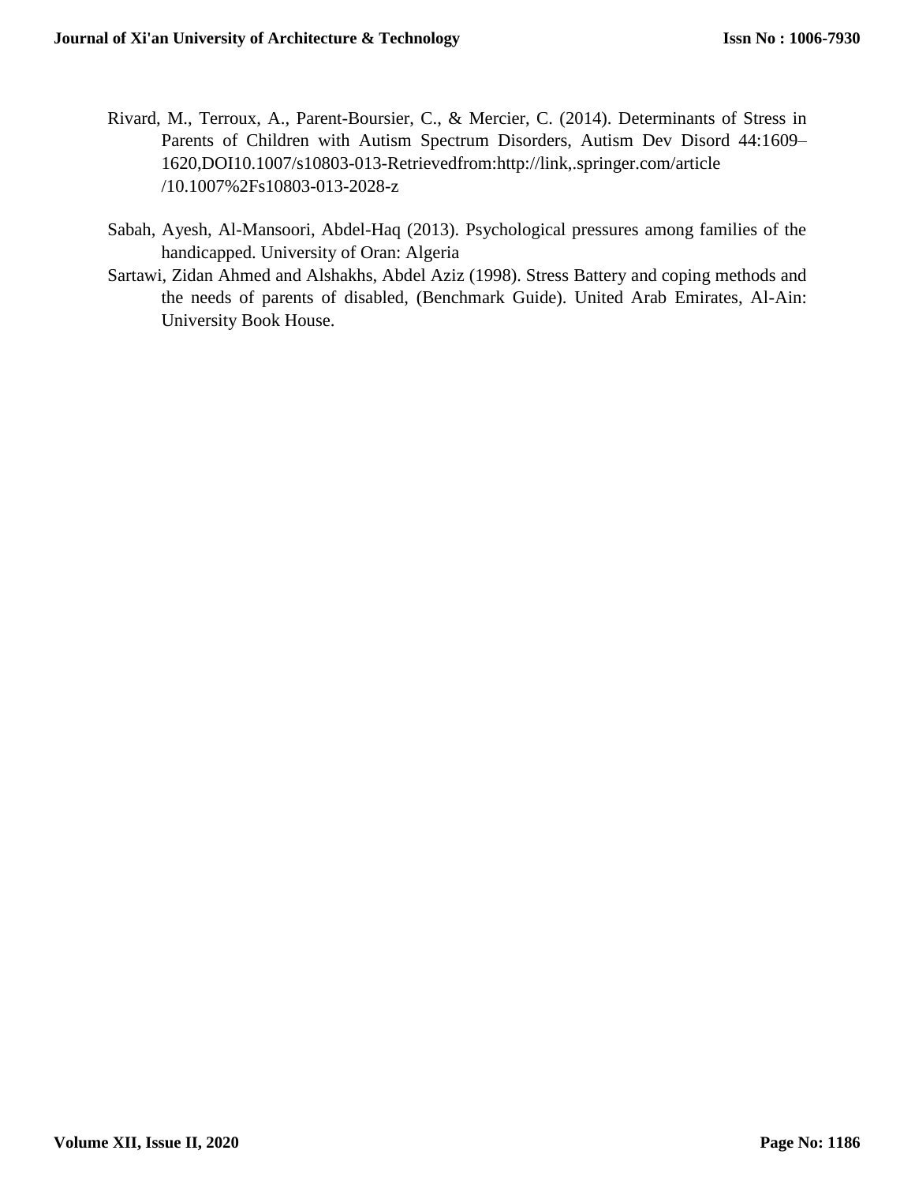Rivard, M., Terroux, A., Parent-Boursier, C., & Mercier, C. (2014). Determinants of Stress in Parents of Children with Autism Spectrum Disorders, Autism Dev Disord 44:1609–1620,DOI10.1007/s10803-013-Retrievedfrom:http://link,.springer.com/article /10.1007%2Fs10803-013-2028-z

Sabah, Ayesh, Al-Mansoori, Abdel-Haq (2013). Psychological pressures among families of the handicapped. University of Oran: Algeria

Sartawi, Zidan Ahmed and Alshakhs, Abdel Aziz (1998). Stress Battery and coping methods and the needs of parents of disabled, (Benchmark Guide). United Arab Emirates, Al-Ain: University Book House.